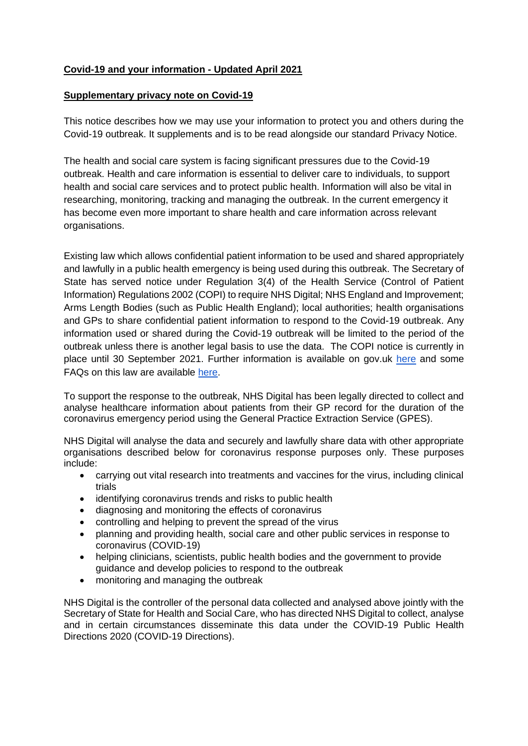**Covid-19 and your information - Updated April 2021**

**Supplementary privacy note on Covid-19**

This notice describes how we may use your information to protect you and others during the Covid-19 outbreak. It supplements and is to be read alongside our standard Privacy Notice.

The health and social care system is facing significant pressures due to the Covid-19 outbreak. Health and care information is essential to deliver care to individuals, to support health and social care services and to protect public health. Information will also be vital in researching, monitoring, tracking and managing the outbreak. In the current emergency it has become even more important to share health and care information across relevant organisations.

Existing law which allows confidential patient information to be used and shared appropriately and lawfully in a public health emergency is being used during this outbreak. The Secretary of State has served notice under Regulation 3(4) of the Health Service (Control of Patient Information) Regulations 2002 (COPI) to require NHS Digital; NHS England and Improvement; Arms Length Bodies (such as Public Health England); local authorities; health organisations and GPs to share confidential patient information to respond to the Covid-19 outbreak. Any information used or shared during the Covid-19 outbreak will be limited to the period of the outbreak unless there is another legal basis to use the data. The COPI notice is currently in place until 30 September 2021. Further information is available on gov.uk here and some FAQs on this law are available here.

To support the response to the outbreak, NHS Digital has been legally directed to collect and analyse healthcare information about patients from their GP record for the duration of the coronavirus emergency period using the General Practice Extraction Service (GPES).

NHS Digital will analyse the data and securely and lawfully share data with other appropriate organisations described below for coronavirus response purposes only. These purposes include:

- carrying out vital research into treatments and vaccines for the virus, including clinical trials
- identifying coronavirus trends and risks to public health
- diagnosing and monitoring the effects of coronavirus
- controlling and helping to prevent the spread of the virus
- planning and providing health, social care and other public services in response to coronavirus (COVID-19)
- helping clinicians, scientists, public health bodies and the government to provide guidance and develop policies to respond to the outbreak
- monitoring and managing the outbreak

NHS Digital is the controller of the personal data collected and analysed above jointly with the Secretary of State for Health and Social Care, who has directed NHS Digital to collect, analyse and in certain circumstances disseminate this data under the COVID-19 Public Health Directions 2020 (COVID-19 Directions).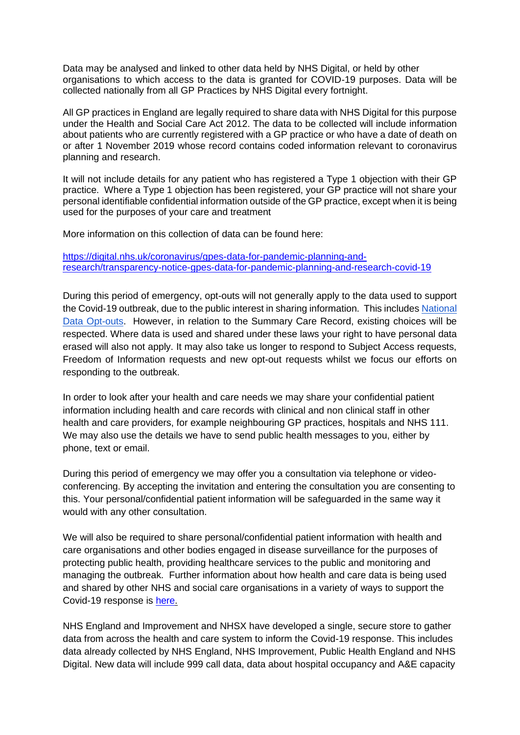Data may be analysed and linked to other data held by NHS Digital, or held by other organisations to which access to the data is granted for COVID-19 purposes. Data will be collected nationally from all GP Practices by NHS Digital every fortnight.

All GP practices in England are legally required to share data with NHS Digital for this purpose under the Health and Social Care Act 2012. The data to be collected will include information about patients who are currently registered with a GP practice or who have a date of death on or after 1 November 2019 whose record contains coded information relevant to coronavirus planning and research.

It will not include details for any patient who has registered a Type 1 objection with their GP practice. Where a Type 1 objection has been registered, your GP practice will not share your personal identifiable confidential information outside of the GP practice, except when it is being used for the purposes of your care and treatment

More information on this collection of data can be found here:

[https://digital.nhs.uk/coronavirus/gpes-data-for-pandemic-planning-and-research/transparency-notice-gpes-data-for-pandemic-planning-and-research-covid-19](https://digital.nhs.uk/coronavirus/gpes-data-for-pandemic-planning-and-research/transparency-notice-gpes-data-for-pandemic-planning-and-research-covid-19)

During this period of emergency, opt-outs will not generally apply to the data used to support the Covid-19 outbreak, due to the public interest in sharing information. This includes National Data Opt-outs. However, in relation to the Summary Care Record, existing choices will be respected. Where data is used and shared under these laws your right to have personal data erased will also not apply. It may also take us longer to respond to Subject Access requests, Freedom of Information requests and new opt-out requests whilst we focus our efforts on responding to the outbreak.

In order to look after your health and care needs we may share your confidential patient information including health and care records with clinical and non clinical staff in other health and care providers, for example neighbouring GP practices, hospitals and NHS 111. We may also use the details we have to send public health messages to you, either by phone, text or email.

During this period of emergency we may offer you a consultation via telephone or video-conferencing. By accepting the invitation and entering the consultation you are consenting to this. Your personal/confidential patient information will be safeguarded in the same way it would with any other consultation.

We will also be required to share personal/confidential patient information with health and care organisations and other bodies engaged in disease surveillance for the purposes of protecting public health, providing healthcare services to the public and monitoring and managing the outbreak. Further information about how health and care data is being used and shared by other NHS and social care organisations in a variety of ways to support the Covid-19 response is here.

NHS England and Improvement and NHSX have developed a single, secure store to gather data from across the health and care system to inform the Covid-19 response. This includes data already collected by NHS England, NHS Improvement, Public Health England and NHS Digital. New data will include 999 call data, data about hospital occupancy and A&E capacity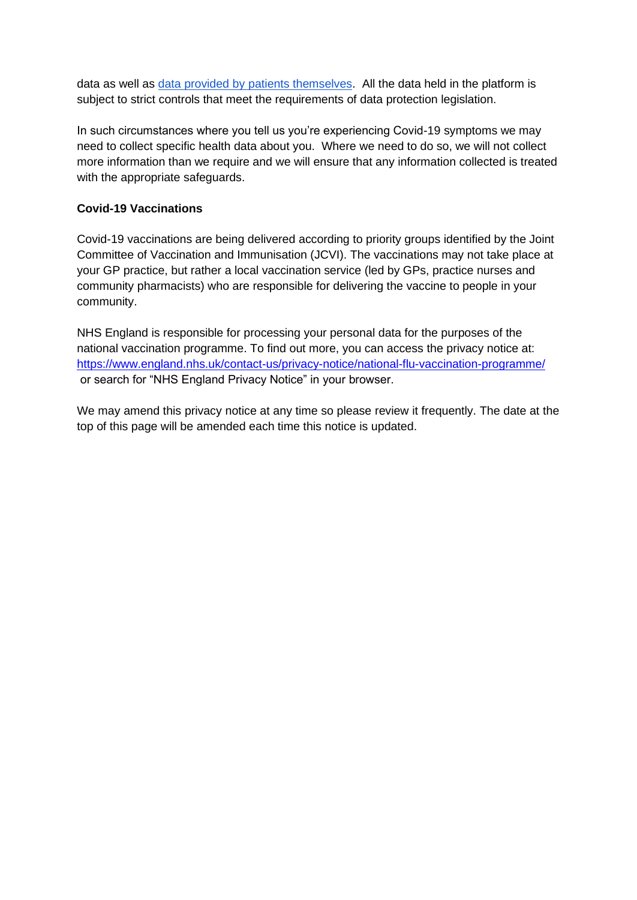data as well as [data provided by patients themselves](). All the data held in the platform is subject to strict controls that meet the requirements of data protection legislation.

In such circumstances where you tell us you're experiencing Covid-19 symptoms we may need to collect specific health data about you. Where we need to do so, we will not collect more information than we require and we will ensure that any information collected is treated with the appropriate safeguards.

**Covid-19 Vaccinations**

Covid-19 vaccinations are being delivered according to priority groups identified by the Joint Committee of Vaccination and Immunisation (JCVI). The vaccinations may not take place at your GP practice, but rather a local vaccination service (led by GPs, practice nurses and community pharmacists) who are responsible for delivering the vaccine to people in your community.

NHS England is responsible for processing your personal data for the purposes of the national vaccination programme. To find out more, you can access the privacy notice at: https://www.england.nhs.uk/contact-us/privacy-notice/national-flu-vaccination-programme/ or search for "NHS England Privacy Notice" in your browser.

We may amend this privacy notice at any time so please review it frequently. The date at the top of this page will be amended each time this notice is updated.